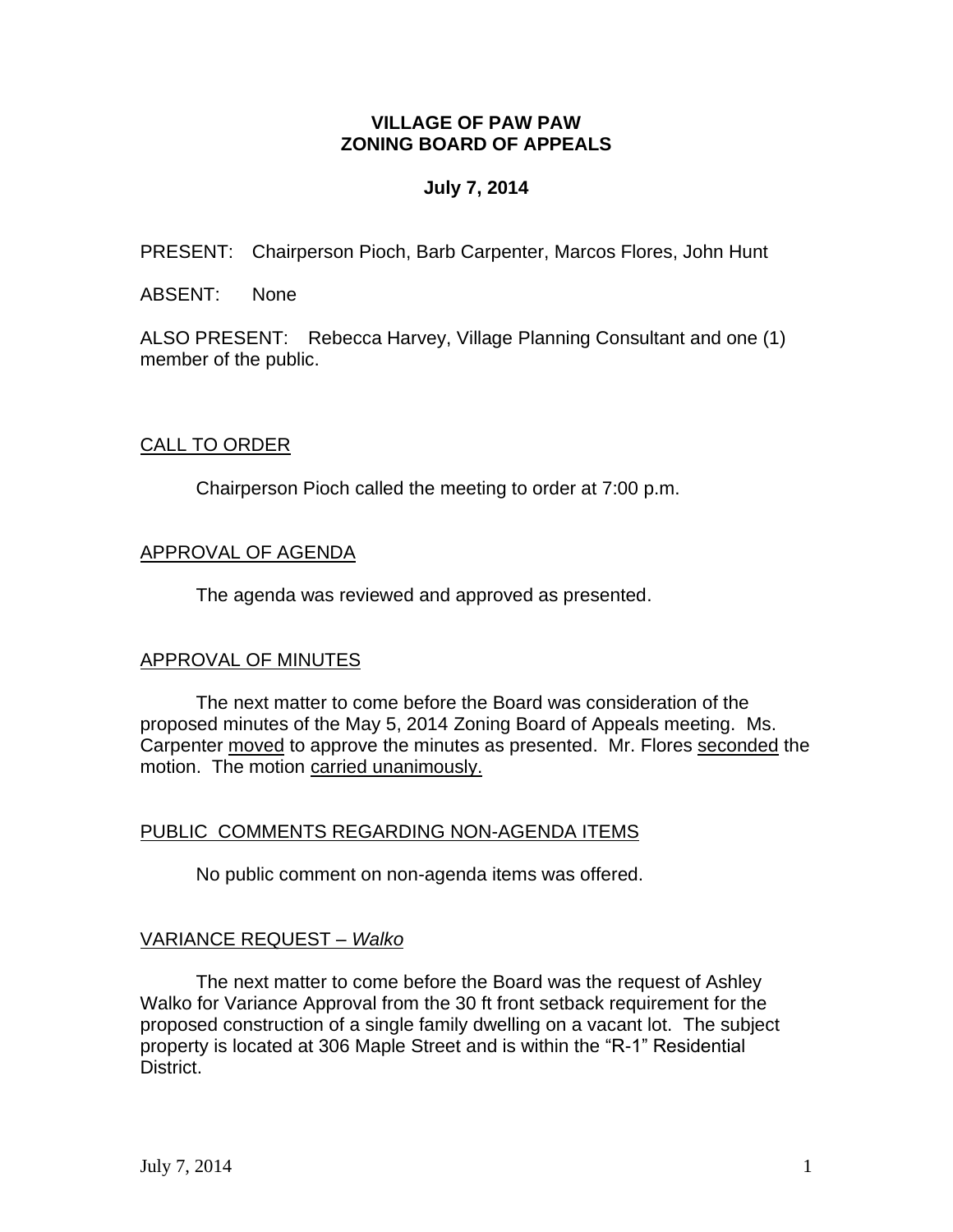# VILLAGE OF PAW PAW
# ZONING BOARD OF APPEALS

**July 7, 2014**

PRESENT: Chairperson Pioch, Barb Carpenter, Marcos Flores, John Hunt

ABSENT: None

ALSO PRESENT: Rebecca Harvey, Village Planning Consultant and one (1) member of the public.

## CALL TO ORDER

Chairperson Pioch called the meeting to order at 7:00 p.m.

## APPROVAL OF AGENDA

The agenda was reviewed and approved as presented.

## APPROVAL OF MINUTES

The next matter to come before the Board was consideration of the proposed minutes of the May 5, 2014 Zoning Board of Appeals meeting. Ms. Carpenter moved to approve the minutes as presented. Mr. Flores seconded the motion. The motion carried unanimously.

## PUBLIC COMMENTS REGARDING NON-AGENDA ITEMS

No public comment on non-agenda items was offered.

## VARIANCE REQUEST – *Walko*

The next matter to come before the Board was the request of Ashley Walko for Variance Approval from the 30 ft front setback requirement for the proposed construction of a single family dwelling on a vacant lot. The subject property is located at 306 Maple Street and is within the "R-1" Residential District.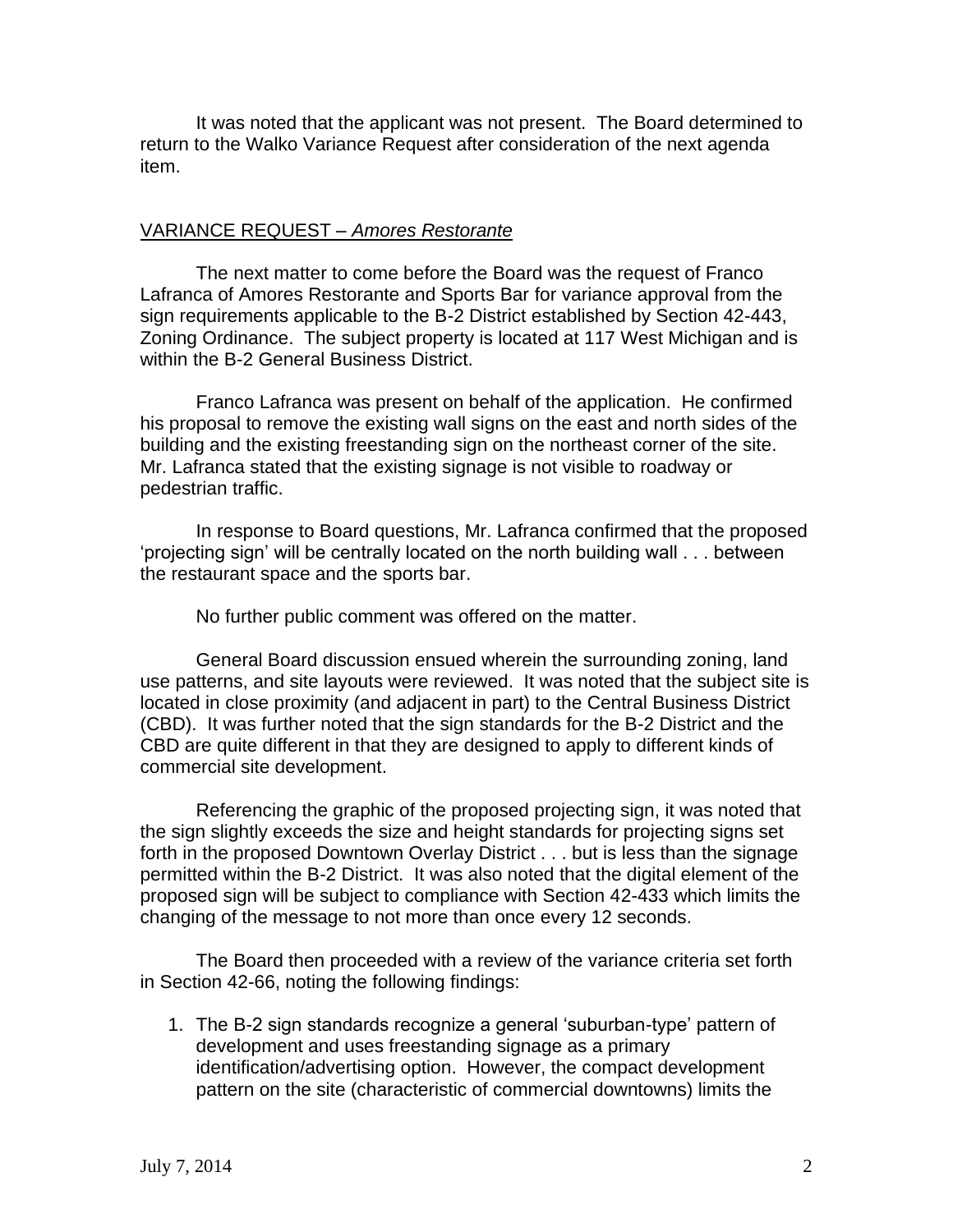It was noted that the applicant was not present. The Board determined to return to the Walko Variance Request after consideration of the next agenda item.

## VARIANCE REQUEST – *Amores Restorante*

The next matter to come before the Board was the request of Franco Lafranca of Amores Restorante and Sports Bar for variance approval from the sign requirements applicable to the B-2 District established by Section 42-443, Zoning Ordinance. The subject property is located at 117 West Michigan and is within the B-2 General Business District.

Franco Lafranca was present on behalf of the application. He confirmed his proposal to remove the existing wall signs on the east and north sides of the building and the existing freestanding sign on the northeast corner of the site. Mr. Lafranca stated that the existing signage is not visible to roadway or pedestrian traffic.

In response to Board questions, Mr. Lafranca confirmed that the proposed 'projecting sign' will be centrally located on the north building wall . . . between the restaurant space and the sports bar.

No further public comment was offered on the matter.

General Board discussion ensued wherein the surrounding zoning, land use patterns, and site layouts were reviewed. It was noted that the subject site is located in close proximity (and adjacent in part) to the Central Business District (CBD). It was further noted that the sign standards for the B-2 District and the CBD are quite different in that they are designed to apply to different kinds of commercial site development.

Referencing the graphic of the proposed projecting sign, it was noted that the sign slightly exceeds the size and height standards for projecting signs set forth in the proposed Downtown Overlay District . . . but is less than the signage permitted within the B-2 District. It was also noted that the digital element of the proposed sign will be subject to compliance with Section 42-433 which limits the changing of the message to not more than once every 12 seconds.

The Board then proceeded with a review of the variance criteria set forth in Section 42-66, noting the following findings:

1. The B-2 sign standards recognize a general 'suburban-type' pattern of development and uses freestanding signage as a primary identification/advertising option. However, the compact development pattern on the site (characteristic of commercial downtowns) limits the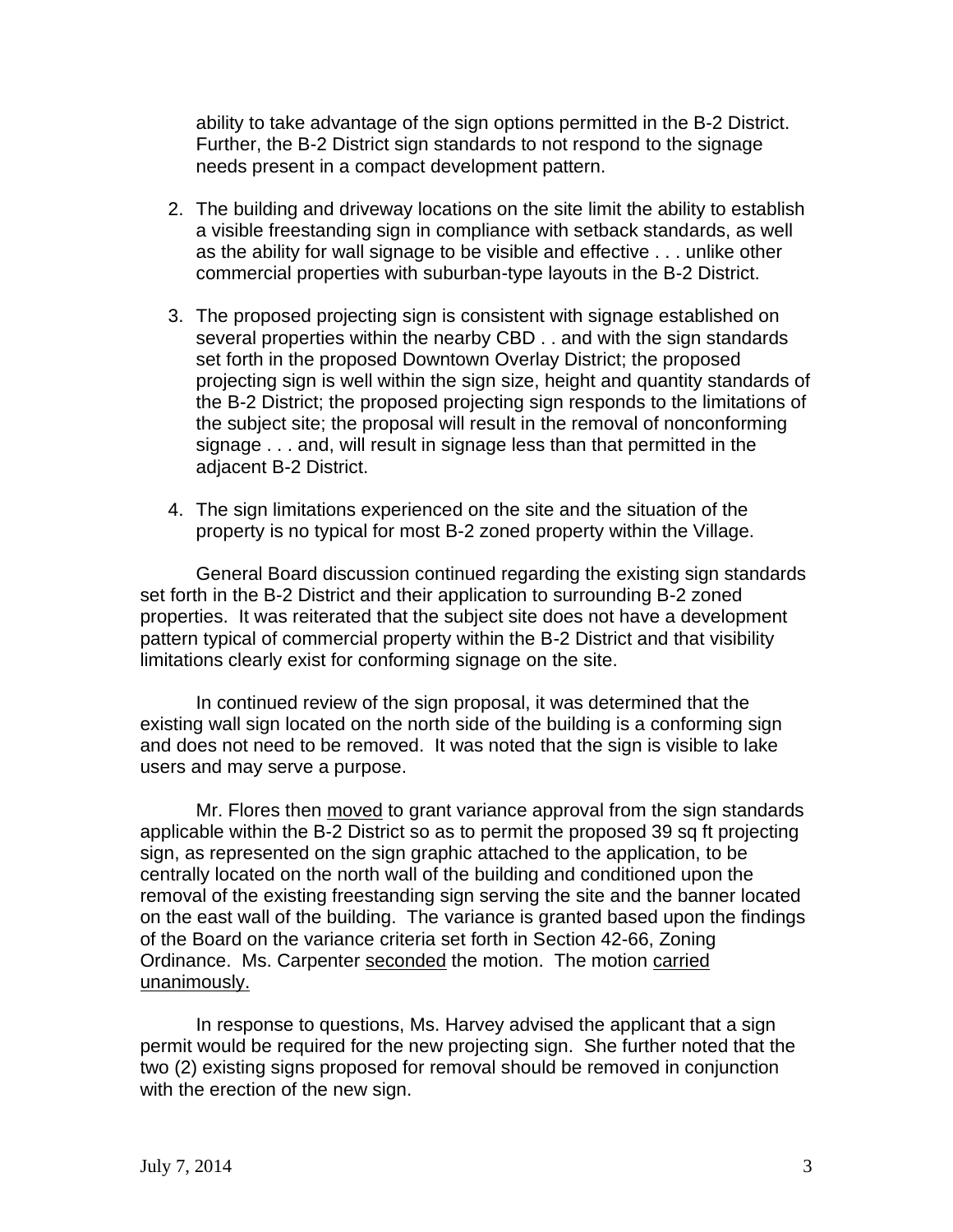ability to take advantage of the sign options permitted in the B-2 District. Further, the B-2 District sign standards to not respond to the signage needs present in a compact development pattern.

2. The building and driveway locations on the site limit the ability to establish a visible freestanding sign in compliance with setback standards, as well as the ability for wall signage to be visible and effective . . . unlike other commercial properties with suburban-type layouts in the B-2 District.

3. The proposed projecting sign is consistent with signage established on several properties within the nearby CBD . . and with the sign standards set forth in the proposed Downtown Overlay District; the proposed projecting sign is well within the sign size, height and quantity standards of the B-2 District; the proposed projecting sign responds to the limitations of the subject site; the proposal will result in the removal of nonconforming signage . . . and, will result in signage less than that permitted in the adjacent B-2 District.

4. The sign limitations experienced on the site and the situation of the property is no typical for most B-2 zoned property within the Village.

General Board discussion continued regarding the existing sign standards set forth in the B-2 District and their application to surrounding B-2 zoned properties. It was reiterated that the subject site does not have a development pattern typical of commercial property within the B-2 District and that visibility limitations clearly exist for conforming signage on the site.

In continued review of the sign proposal, it was determined that the existing wall sign located on the north side of the building is a conforming sign and does not need to be removed. It was noted that the sign is visible to lake users and may serve a purpose.

Mr. Flores then <u>moved</u> to grant variance approval from the sign standards applicable within the B-2 District so as to permit the proposed 39 sq ft projecting sign, as represented on the sign graphic attached to the application, to be centrally located on the north wall of the building and conditioned upon the removal of the existing freestanding sign serving the site and the banner located on the east wall of the building. The variance is granted based upon the findings of the Board on the variance criteria set forth in Section 42-66, Zoning Ordinance. Ms. Carpenter <u>seconded</u> the motion. The motion <u>carried unanimously.</u>

In response to questions, Ms. Harvey advised the applicant that a sign permit would be required for the new projecting sign. She further noted that the two (2) existing signs proposed for removal should be removed in conjunction with the erection of the new sign.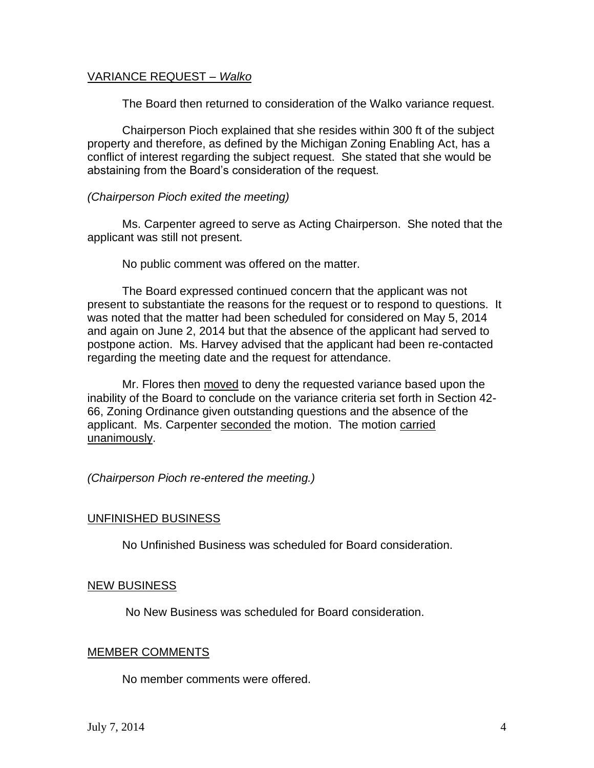## VARIANCE REQUEST – *Walko*

The Board then returned to consideration of the Walko variance request.

Chairperson Pioch explained that she resides within 300 ft of the subject property and therefore, as defined by the Michigan Zoning Enabling Act, has a conflict of interest regarding the subject request. She stated that she would be abstaining from the Board's consideration of the request.

*(Chairperson Pioch exited the meeting)*

Ms. Carpenter agreed to serve as Acting Chairperson. She noted that the applicant was still not present.

No public comment was offered on the matter.

The Board expressed continued concern that the applicant was not present to substantiate the reasons for the request or to respond to questions. It was noted that the matter had been scheduled for considered on May 5, 2014 and again on June 2, 2014 but that the absence of the applicant had served to postpone action. Ms. Harvey advised that the applicant had been re-contacted regarding the meeting date and the request for attendance.

Mr. Flores then moved to deny the requested variance based upon the inability of the Board to conclude on the variance criteria set forth in Section 42-66, Zoning Ordinance given outstanding questions and the absence of the applicant. Ms. Carpenter seconded the motion. The motion carried unanimously.

*(Chairperson Pioch re-entered the meeting.)*

## UNFINISHED BUSINESS

No Unfinished Business was scheduled for Board consideration.

## NEW BUSINESS

No New Business was scheduled for Board consideration.

## MEMBER COMMENTS

No member comments were offered.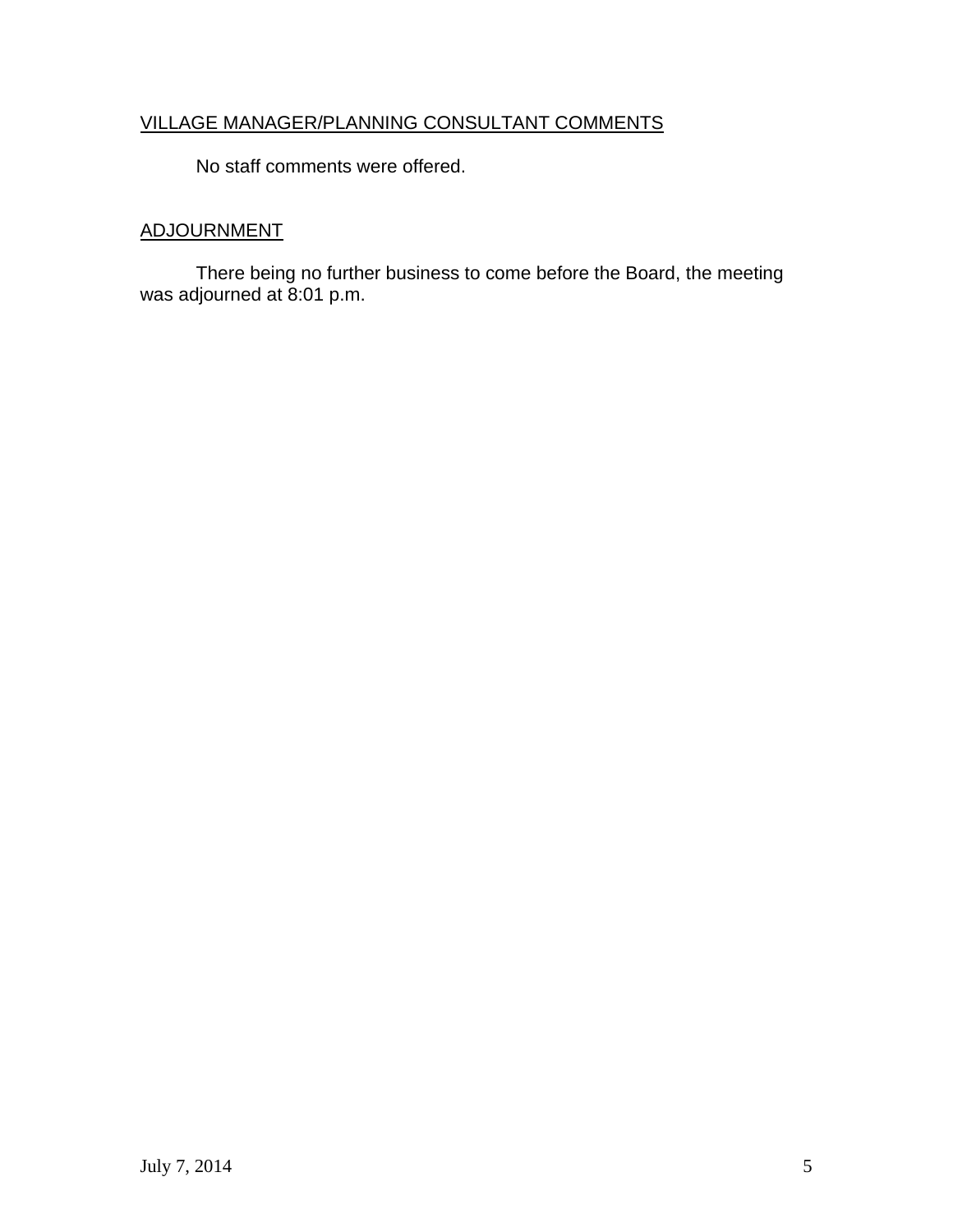VILLAGE MANAGER/PLANNING CONSULTANT COMMENTS

No staff comments were offered.

ADJOURNMENT

There being no further business to come before the Board, the meeting was adjourned at 8:01 p.m.